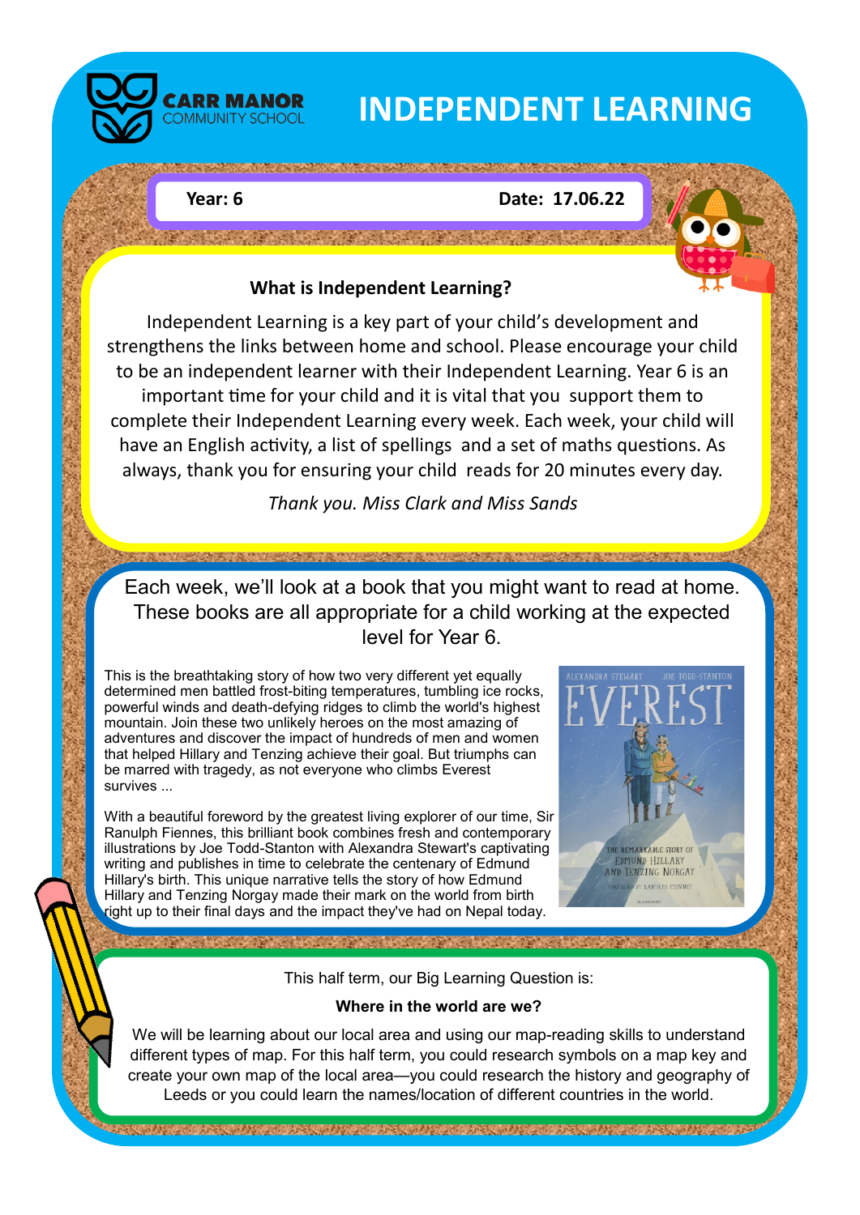CARR MANOR
COMMUNITY SCHOOL

# INDEPENDENT LEARNING

**Year: 6** **Date: 17.06.22**

### What is Independent Learning?

Independent Learning is a key part of your child's development and strengthens the links between home and school. Please encourage your child to be an independent learner with their Independent Learning. Year 6 is an important time for your child and it is vital that you support them to complete their Independent Learning every week. Each week, your child will have an English activity, a list of spellings and a set of maths questions. As always, thank you for ensuring your child reads for 20 minutes every day.

*Thank you. Miss Clark and Miss Sands*

Each week, we'll look at a book that you might want to read at home. These books are all appropriate for a child working at the expected level for Year 6.

This is the breathtaking story of how two very different yet equally determined men battled frost-biting temperatures, tumbling ice rocks, powerful winds and death-defying ridges to climb the world's highest mountain. Join these two unlikely heroes on the most amazing of adventures and discover the impact of hundreds of men and women that helped Hillary and Tenzing achieve their goal. But triumphs can be marred with tragedy, as not everyone who climbs Everest survives ...

With a beautiful foreword by the greatest living explorer of our time, Sir Ranulph Fiennes, this brilliant book combines fresh and contemporary illustrations by Joe Todd-Stanton with Alexandra Stewart's captivating writing and publishes in time to celebrate the centenary of Edmund Hillary's birth. This unique narrative tells the story of how Edmund Hillary and Tenzing Norgay made their mark on the world from birth right up to their final days and the impact they've had on Nepal today.

This half term, our Big Learning Question is:

**Where in the world are we?**

We will be learning about our local area and using our map-reading skills to understand different types of map. For this half term, you could research symbols on a map key and create your own map of the local area—you could research the history and geography of Leeds or you could learn the names/location of different countries in the world.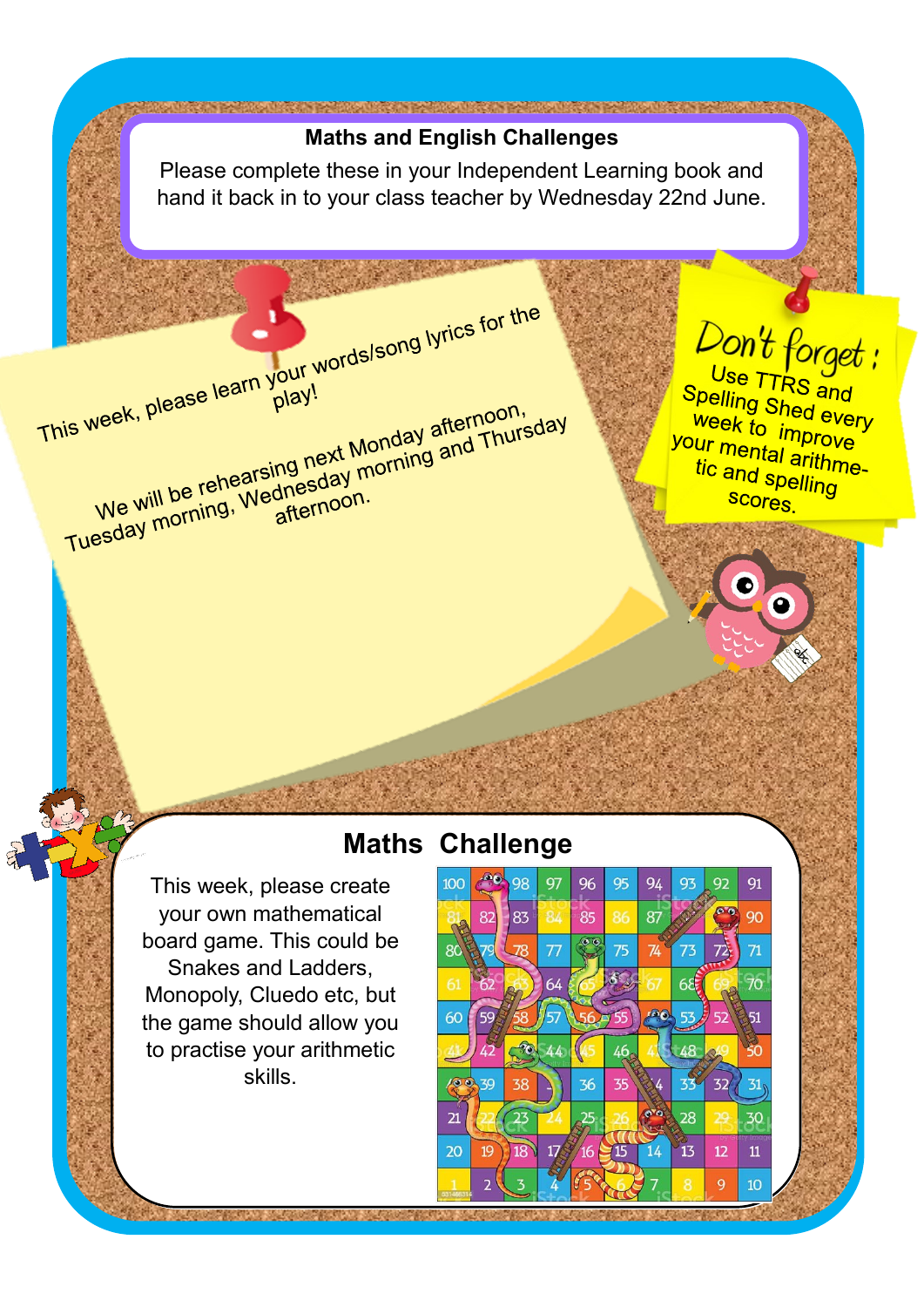## Maths and English Challenges

Please complete these in your Independent Learning book and hand it back in to your class teacher by Wednesday 22nd June.

This week, please learn your words/song lyrics for the play!

We will be rehearsing next Monday afternoon, Tuesday morning, Wednesday morning and Thursday afternoon.

Don't forget:

Use TTRS and Spelling Shed every week to improve your mental arithmetic and spelling scores.

## Maths Challenge

This week, please create your own mathematical board game. This could be Snakes and Ladders, Monopoly, Cluedo etc, but the game should allow you to practise your arithmetic skills.